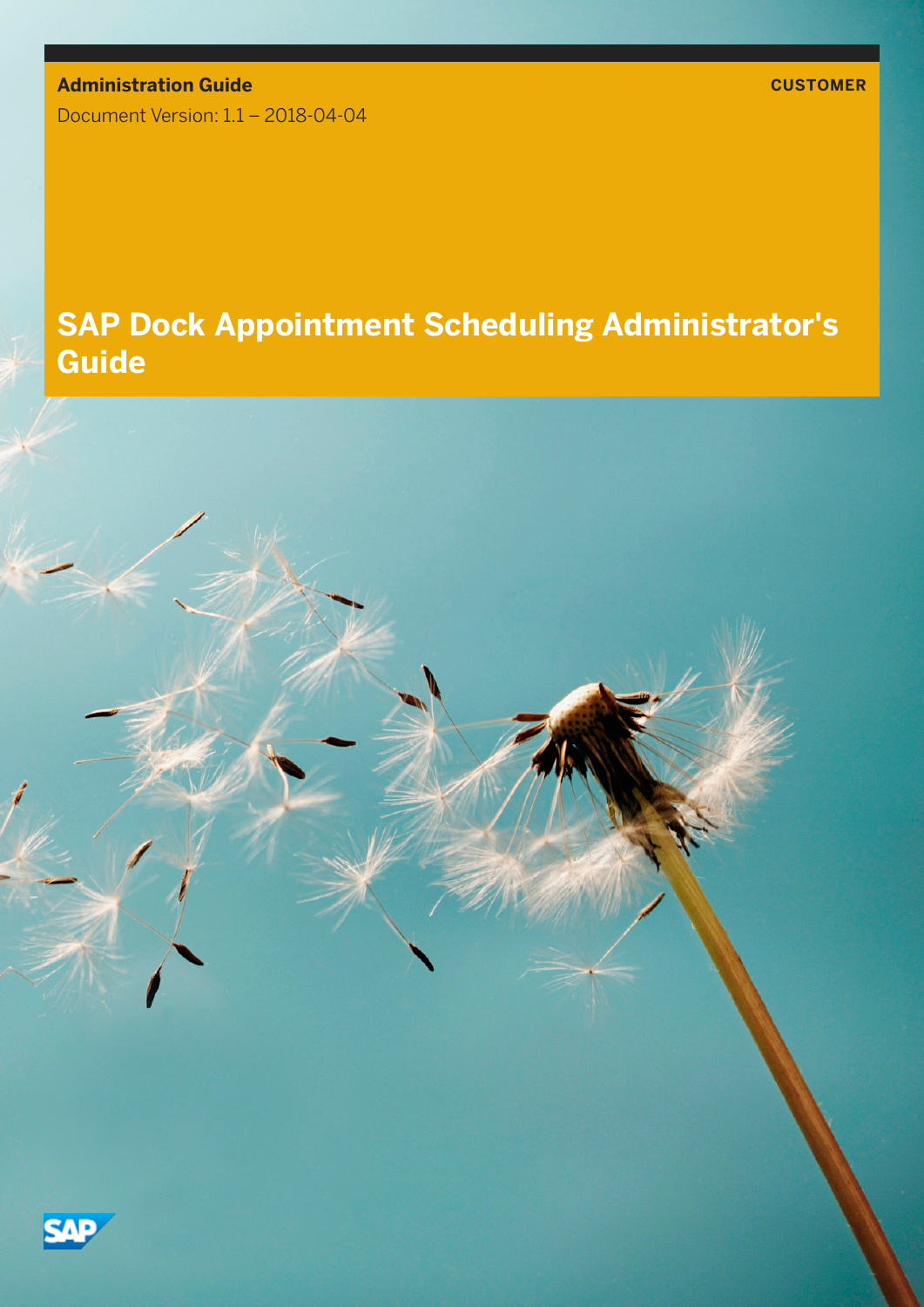**Administration Guide**

**CUSTOMER**

Document Version: 1.1 – 2018-04-04

# SAP Dock Appointment Scheduling Administrator's Guide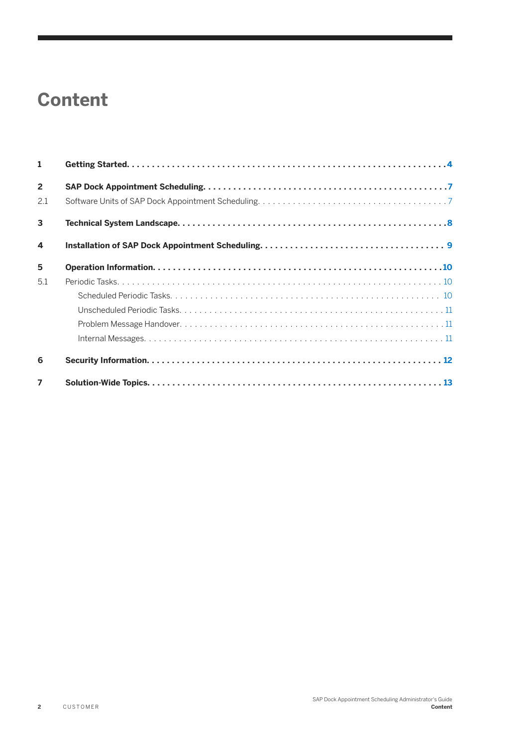# Content

**1 Getting Started** .......... **4**

**2 SAP Dock Appointment Scheduling** .......... **7**

2.1 Software Units of SAP Dock Appointment Scheduling .......... 7

**3 Technical System Landscape** .......... **8**

**4 Installation of SAP Dock Appointment Scheduling** .......... **9**

**5 Operation Information** .......... **10**

5.1 Periodic Tasks .......... 10

- Scheduled Periodic Tasks .......... 10
- Unscheduled Periodic Tasks .......... 11
- Problem Message Handover .......... 11
- Internal Messages .......... 11

**6 Security Information** .......... **12**

**7 Solution-Wide Topics** .......... **13**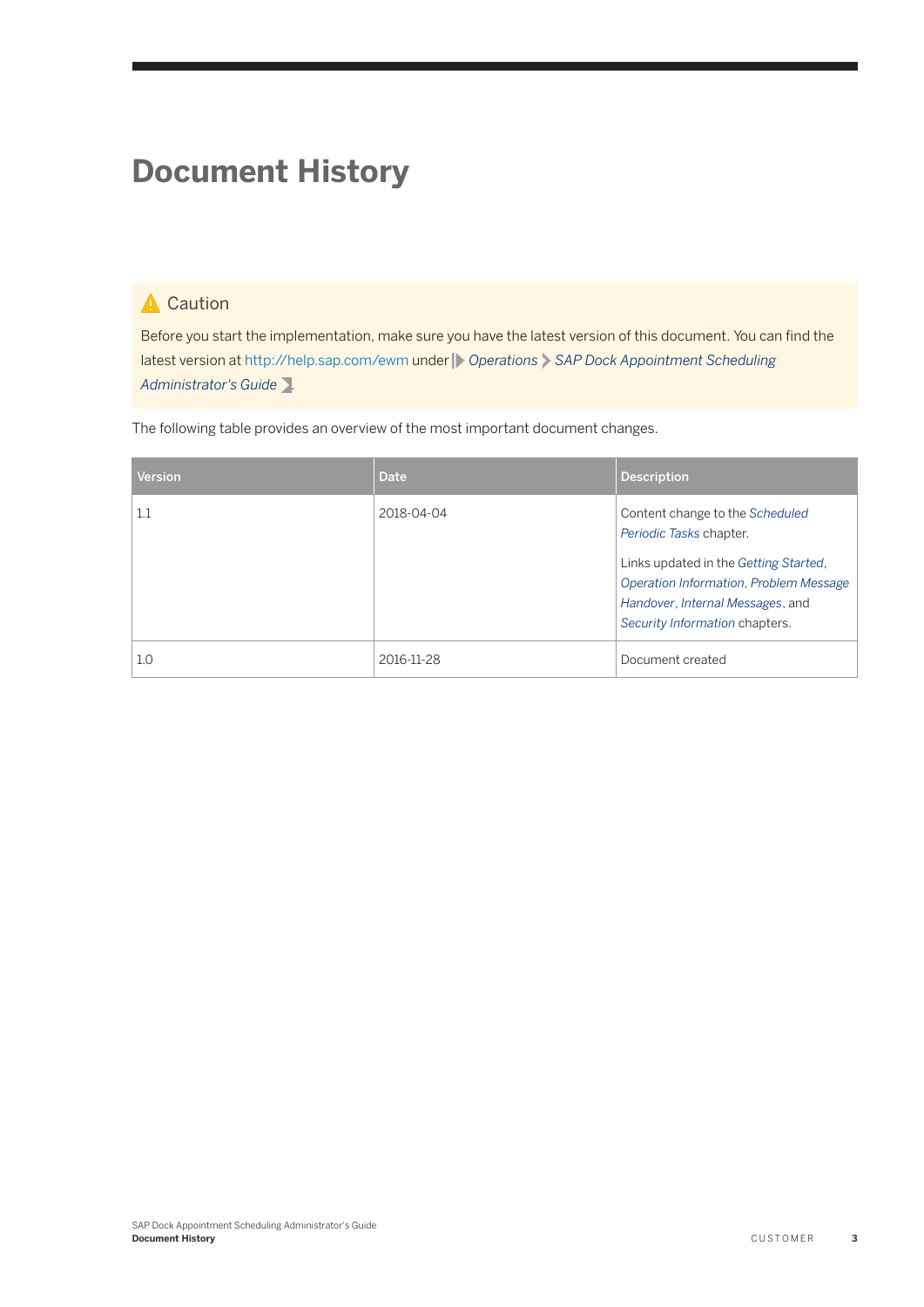# Document History

> ⚠ Caution
>
> Before you start the implementation, make sure you have the latest version of this document. You can find the latest version at http://help.sap.com/ewm under *Operations* › *SAP Dock Appointment Scheduling Administrator's Guide*.

The following table provides an overview of the most important document changes.

| Version | Date | Description |
| --- | --- | --- |
| 1.1 | 2018-04-04 | Content change to the *Scheduled Periodic Tasks* chapter.<br><br>Links updated in the *Getting Started*, *Operation Information*, *Problem Message Handover*, *Internal Messages*, and *Security Information* chapters. |
| 1.0 | 2016-11-28 | Document created |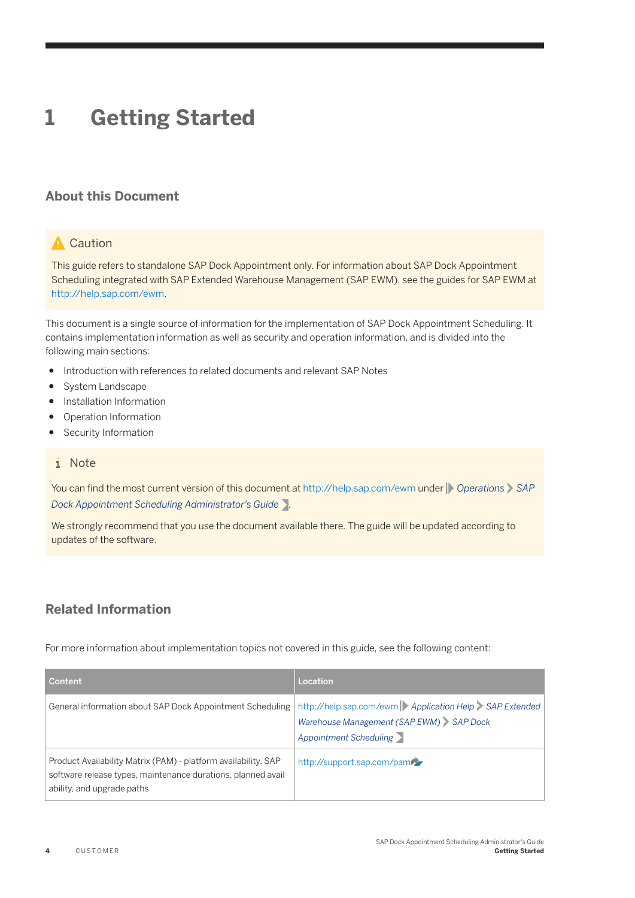# 1 Getting Started

## About this Document

> **Caution**
>
> This guide refers to standalone SAP Dock Appointment only. For information about SAP Dock Appointment Scheduling integrated with SAP Extended Warehouse Management (SAP EWM), see the guides for SAP EWM at http://help.sap.com/ewm.

This document is a single source of information for the implementation of SAP Dock Appointment Scheduling. It contains implementation information as well as security and operation information, and is divided into the following main sections:

- Introduction with references to related documents and relevant SAP Notes
- System Landscape
- Installation Information
- Operation Information
- Security Information

> **Note**
>
> You can find the most current version of this document at http://help.sap.com/ewm under *Operations* > *SAP Dock Appointment Scheduling Administrator's Guide*.
>
> We strongly recommend that you use the document available there. The guide will be updated according to updates of the software.

## Related Information

For more information about implementation topics not covered in this guide, see the following content:

| Content | Location |
| --- | --- |
| General information about SAP Dock Appointment Scheduling | http://help.sap.com/ewm *Application Help* > *SAP Extended Warehouse Management (SAP EWM)* > *SAP Dock Appointment Scheduling* |
| Product Availability Matrix (PAM) - platform availability, SAP software release types, maintenance durations, planned availability, and upgrade paths | http://support.sap.com/pam |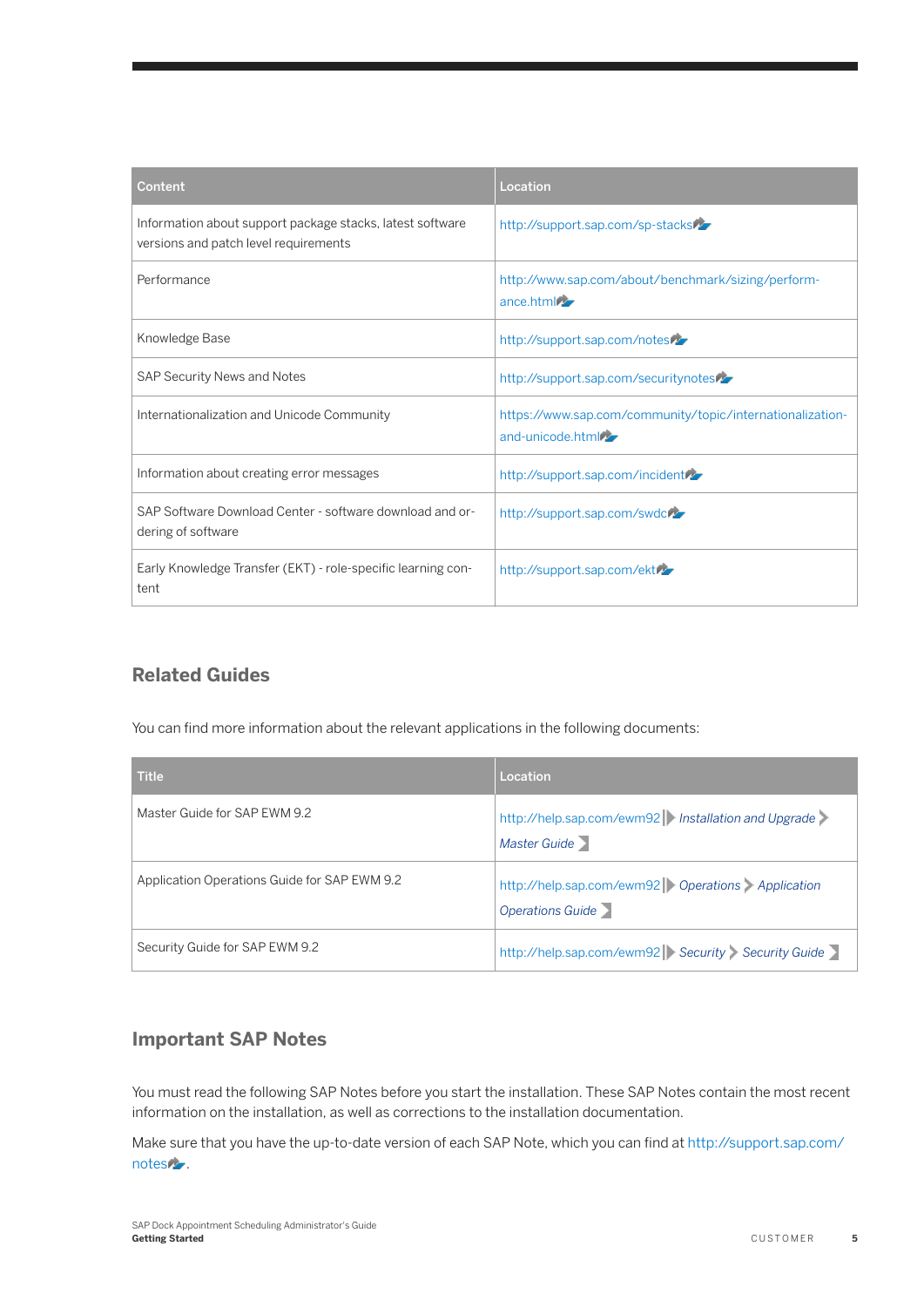| Content | Location |
|---|---|
| Information about support package stacks, latest software versions and patch level requirements | http://support.sap.com/sp-stacks |
| Performance | http://www.sap.com/about/benchmark/sizing/performance.html |
| Knowledge Base | http://support.sap.com/notes |
| SAP Security News and Notes | http://support.sap.com/securitynotes |
| Internationalization and Unicode Community | https://www.sap.com/community/topic/internationalization-and-unicode.html |
| Information about creating error messages | http://support.sap.com/incident |
| SAP Software Download Center - software download and ordering of software | http://support.sap.com/swdc |
| Early Knowledge Transfer (EKT) - role-specific learning content | http://support.sap.com/ekt |

## Related Guides

You can find more information about the relevant applications in the following documents:

| Title | Location |
|---|---|
| Master Guide for SAP EWM 9.2 | http://help.sap.com/ewm92 > *Installation and Upgrade* > *Master Guide* |
| Application Operations Guide for SAP EWM 9.2 | http://help.sap.com/ewm92 > *Operations* > *Application Operations Guide* |
| Security Guide for SAP EWM 9.2 | http://help.sap.com/ewm92 > *Security* > *Security Guide* |

## Important SAP Notes

You must read the following SAP Notes before you start the installation. These SAP Notes contain the most recent information on the installation, as well as corrections to the installation documentation.

Make sure that you have the up-to-date version of each SAP Note, which you can find at http://support.sap.com/notes.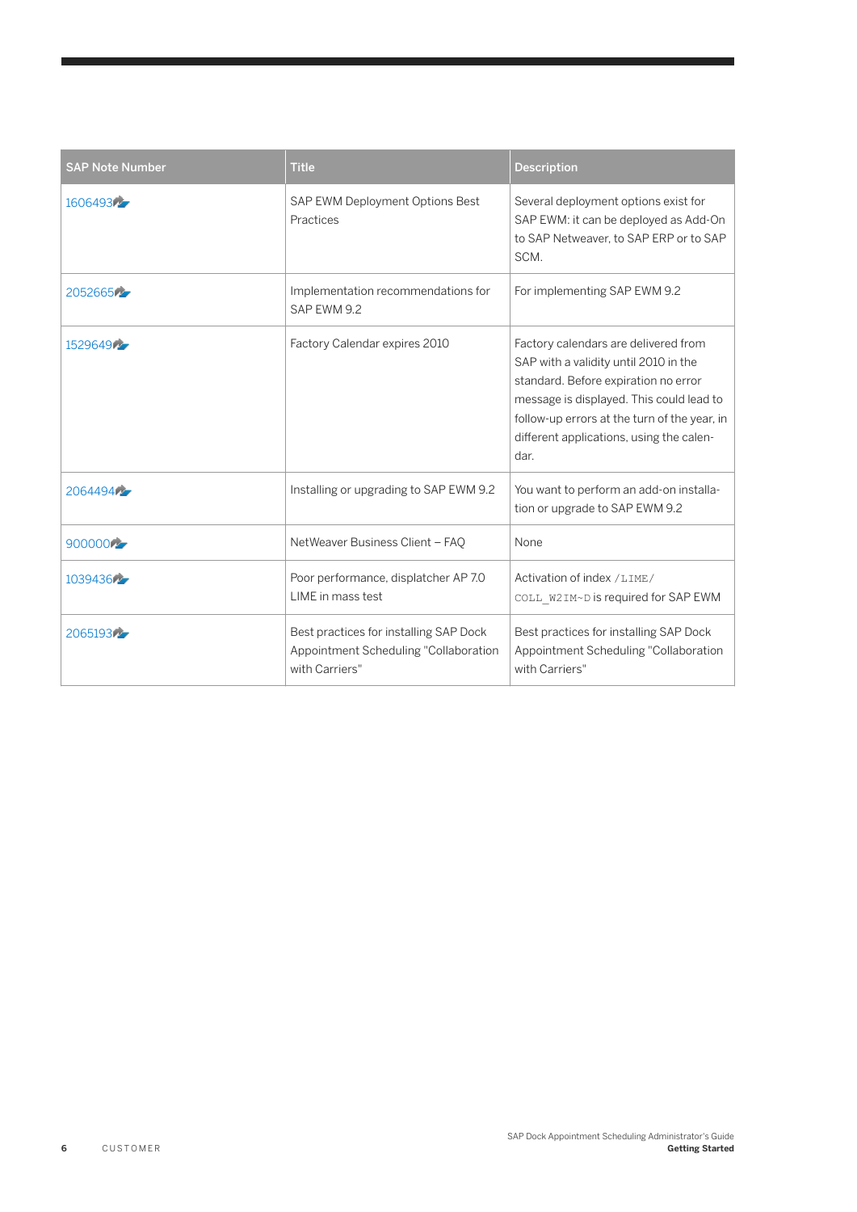| SAP Note Number | Title | Description |
| --- | --- | --- |
| 1606493 | SAP EWM Deployment Options Best Practices | Several deployment options exist for SAP EWM: it can be deployed as Add-On to SAP Netweaver, to SAP ERP or to SAP SCM. |
| 2052665 | Implementation recommendations for SAP EWM 9.2 | For implementing SAP EWM 9.2 |
| 1529649 | Factory Calendar expires 2010 | Factory calendars are delivered from SAP with a validity until 2010 in the standard. Before expiration no error message is displayed. This could lead to follow-up errors at the turn of the year, in different applications, using the calendar. |
| 2064494 | Installing or upgrading to SAP EWM 9.2 | You want to perform an add-on installation or upgrade to SAP EWM 9.2 |
| 900000 | NetWeaver Business Client – FAQ | None |
| 1039436 | Poor performance, displatcher AP 7.0 LIME in mass test | Activation of index `/LIME/COLL_W2IM~D` is required for SAP EWM |
| 2065193 | Best practices for installing SAP Dock Appointment Scheduling "Collaboration with Carriers" | Best practices for installing SAP Dock Appointment Scheduling "Collaboration with Carriers" |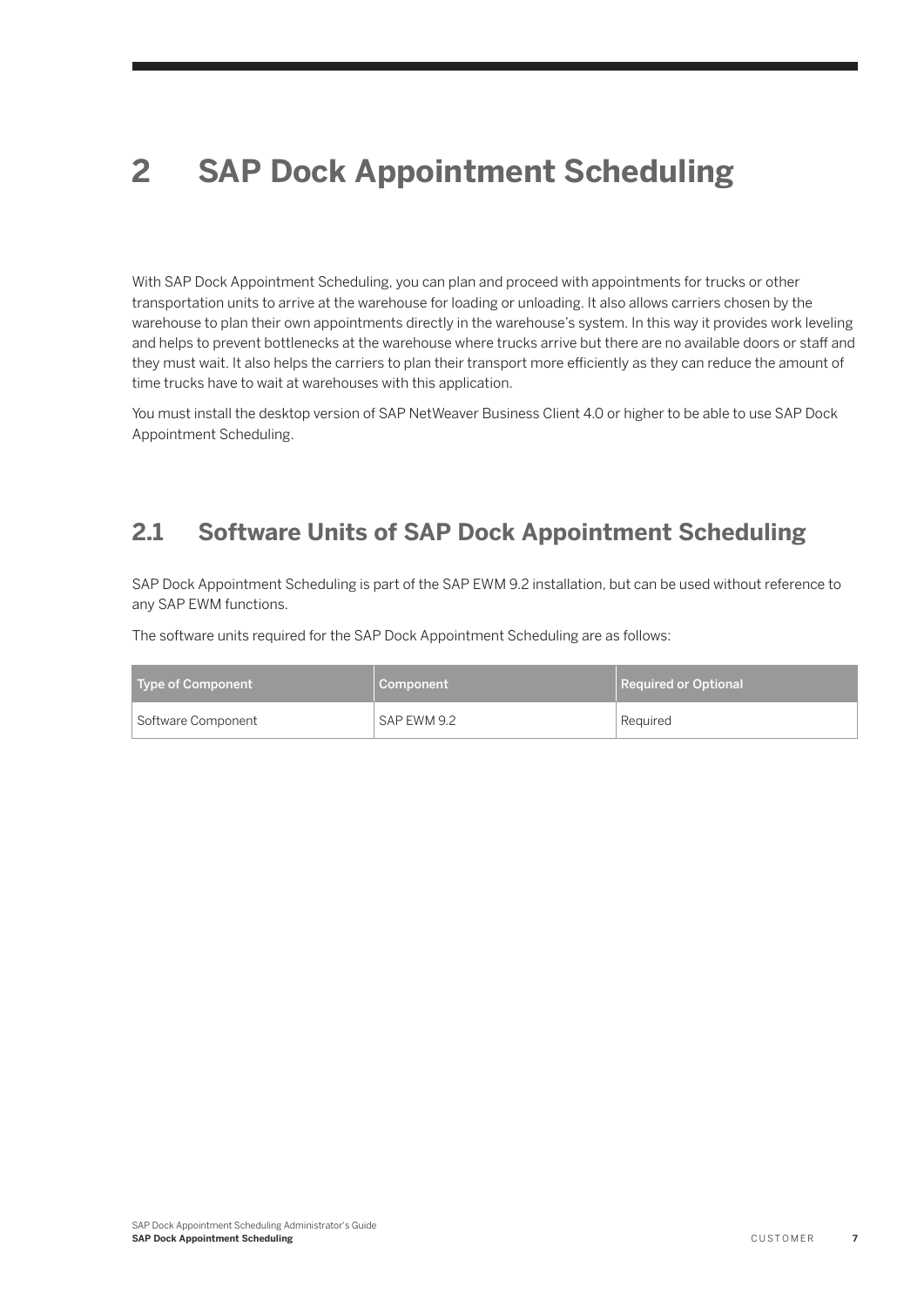# 2 SAP Dock Appointment Scheduling

With SAP Dock Appointment Scheduling, you can plan and proceed with appointments for trucks or other transportation units to arrive at the warehouse for loading or unloading. It also allows carriers chosen by the warehouse to plan their own appointments directly in the warehouse's system. In this way it provides work leveling and helps to prevent bottlenecks at the warehouse where trucks arrive but there are no available doors or staff and they must wait. It also helps the carriers to plan their transport more efficiently as they can reduce the amount of time trucks have to wait at warehouses with this application.

You must install the desktop version of SAP NetWeaver Business Client 4.0 or higher to be able to use SAP Dock Appointment Scheduling.

## 2.1 Software Units of SAP Dock Appointment Scheduling

SAP Dock Appointment Scheduling is part of the SAP EWM 9.2 installation, but can be used without reference to any SAP EWM functions.

The software units required for the SAP Dock Appointment Scheduling are as follows:

| Type of Component | Component | Required or Optional |
|---|---|---|
| Software Component | SAP EWM 9.2 | Required |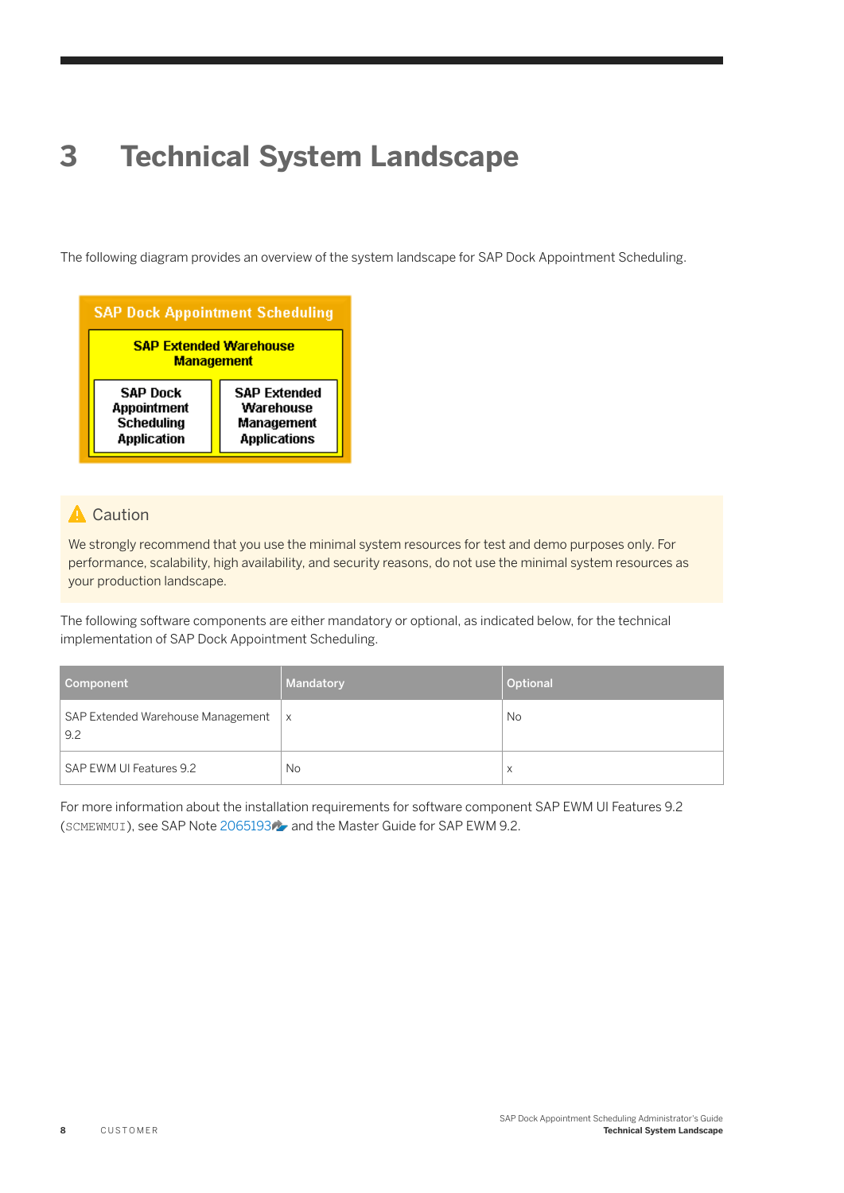# 3 Technical System Landscape

The following diagram provides an overview of the system landscape for SAP Dock Appointment Scheduling.

SAP Dock Appointment Scheduling

SAP Extended Warehouse Management

SAP Dock Appointment Scheduling Application

SAP Extended Warehouse Management Applications

**Caution**

We strongly recommend that you use the minimal system resources for test and demo purposes only. For performance, scalability, high availability, and security reasons, do not use the minimal system resources as your production landscape.

The following software components are either mandatory or optional, as indicated below, for the technical implementation of SAP Dock Appointment Scheduling.

| Component | Mandatory | Optional |
|---|---|---|
| SAP Extended Warehouse Management 9.2 | x | No |
| SAP EWM UI Features 9.2 | No | x |

For more information about the installation requirements for software component SAP EWM UI Features 9.2 (`SCMEWMUI`), see SAP Note 2065193 and the Master Guide for SAP EWM 9.2.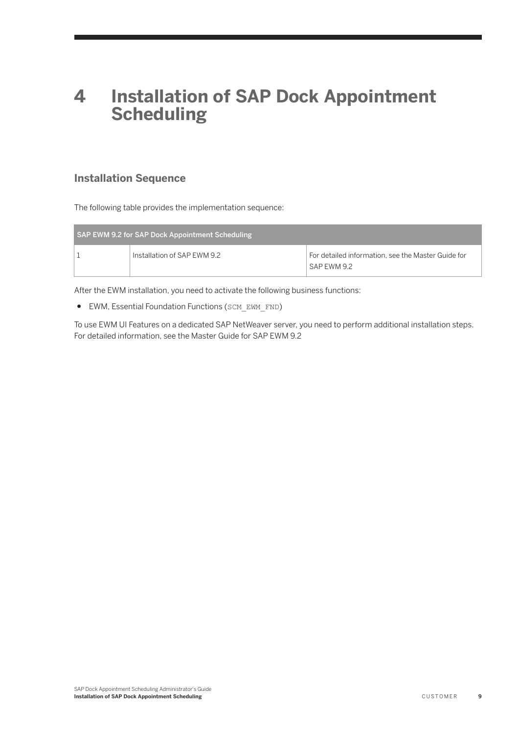# 4 Installation of SAP Dock Appointment Scheduling

## Installation Sequence

The following table provides the implementation sequence:

| SAP EWM 9.2 for SAP Dock Appointment Scheduling | | |
|---|---|---|
| 1 | Installation of SAP EWM 9.2 | For detailed information, see the Master Guide for SAP EWM 9.2 |

After the EWM installation, you need to activate the following business functions:

- EWM, Essential Foundation Functions (`SCM_EWM_FND`)

To use EWM UI Features on a dedicated SAP NetWeaver server, you need to perform additional installation steps. For detailed information, see the Master Guide for SAP EWM 9.2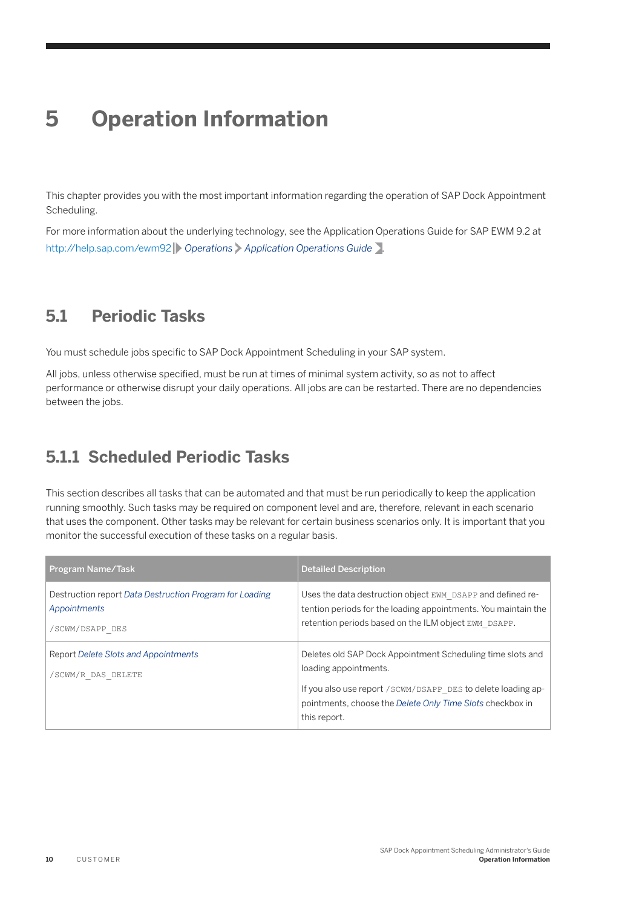# 5 Operation Information

This chapter provides you with the most important information regarding the operation of SAP Dock Appointment Scheduling.

For more information about the underlying technology, see the Application Operations Guide for SAP EWM 9.2 at http://help.sap.com/ewm92 *Operations* > *Application Operations Guide*.

## 5.1 Periodic Tasks

You must schedule jobs specific to SAP Dock Appointment Scheduling in your SAP system.

All jobs, unless otherwise specified, must be run at times of minimal system activity, so as not to affect performance or otherwise disrupt your daily operations. All jobs are can be restarted. There are no dependencies between the jobs.

### 5.1.1 Scheduled Periodic Tasks

This section describes all tasks that can be automated and that must be run periodically to keep the application running smoothly. Such tasks may be required on component level and are, therefore, relevant in each scenario that uses the component. Other tasks may be relevant for certain business scenarios only. It is important that you monitor the successful execution of these tasks on a regular basis.

| Program Name/Task | Detailed Description |
|---|---|
| Destruction report *Data Destruction Program for Loading Appointments*<br><br>`/SCWM/DSAPP_DES` | Uses the data destruction object `EWM_DSAPP` and defined retention periods for the loading appointments. You maintain the retention periods based on the ILM object `EWM_DSAPP`. |
| Report *Delete Slots and Appointments*<br><br>`/SCWM/R_DAS_DELETE` | Deletes old SAP Dock Appointment Scheduling time slots and loading appointments.<br><br>If you also use report `/SCWM/DSAPP_DES` to delete loading appointments, choose the *Delete Only Time Slots* checkbox in this report. |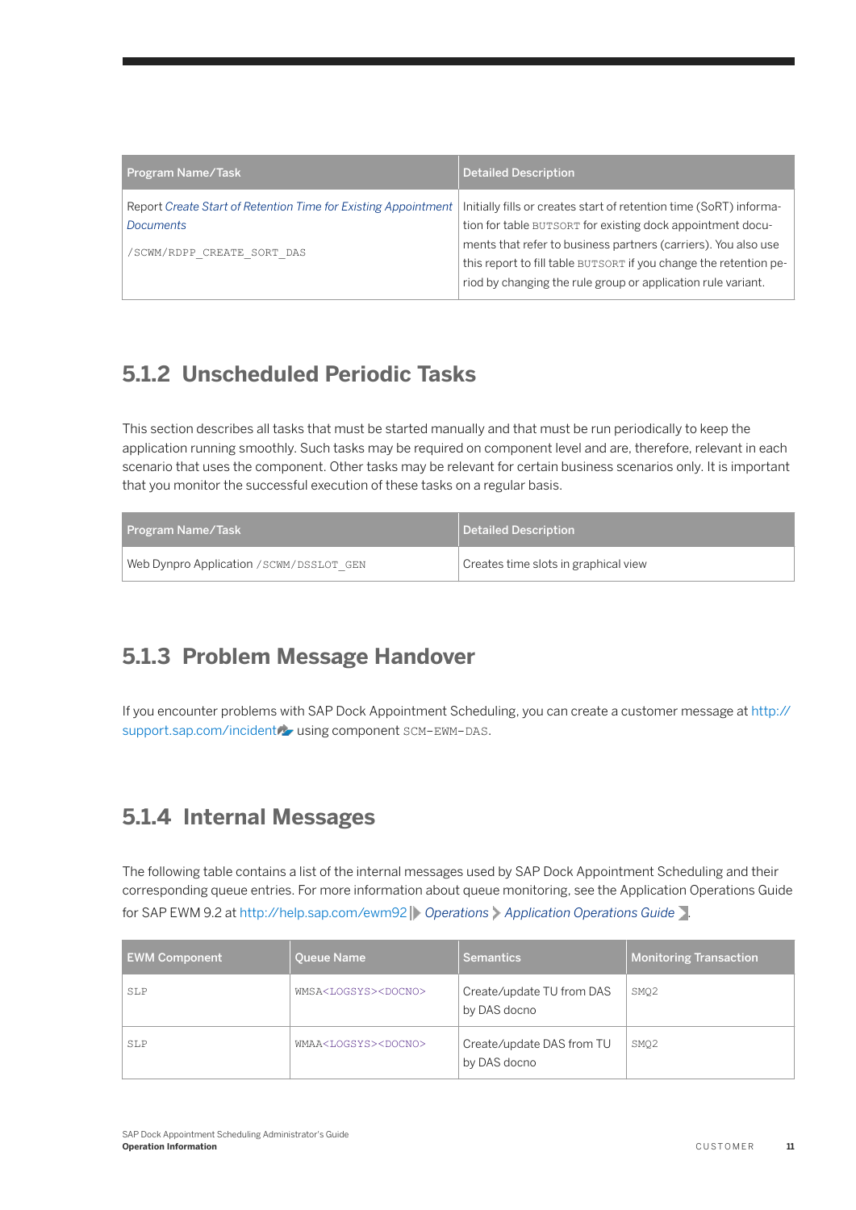| Program Name/Task | Detailed Description |
|---|---|
| Report *Create Start of Retention Time for Existing Appointment Documents*<br><br>/SCWM/RDPP_CREATE_SORT_DAS | Initially fills or creates start of retention time (SoRT) information for table BUTSORT for existing dock appointment documents that refer to business partners (carriers). You also use this report to fill table BUTSORT if you change the retention period by changing the rule group or application rule variant. |

## 5.1.2 Unscheduled Periodic Tasks

This section describes all tasks that must be started manually and that must be run periodically to keep the application running smoothly. Such tasks may be required on component level and are, therefore, relevant in each scenario that uses the component. Other tasks may be relevant for certain business scenarios only. It is important that you monitor the successful execution of these tasks on a regular basis.

| Program Name/Task | Detailed Description |
|---|---|
| Web Dynpro Application /SCWM/DSSLOT_GEN | Creates time slots in graphical view |

## 5.1.3 Problem Message Handover

If you encounter problems with SAP Dock Appointment Scheduling, you can create a customer message at http://support.sap.com/incident using component SCM-EWM-DAS.

## 5.1.4 Internal Messages

The following table contains a list of the internal messages used by SAP Dock Appointment Scheduling and their corresponding queue entries. For more information about queue monitoring, see the Application Operations Guide for SAP EWM 9.2 at http://help.sap.com/ewm92 *Operations* > *Application Operations Guide*.

| EWM Component | Queue Name | Semantics | Monitoring Transaction |
|---|---|---|---|
| SLP | WMSA<LOGSYS><DOCNO> | Create/update TU from DAS by DAS docno | SMQ2 |
| SLP | WMAA<LOGSYS><DOCNO> | Create/update DAS from TU by DAS docno | SMQ2 |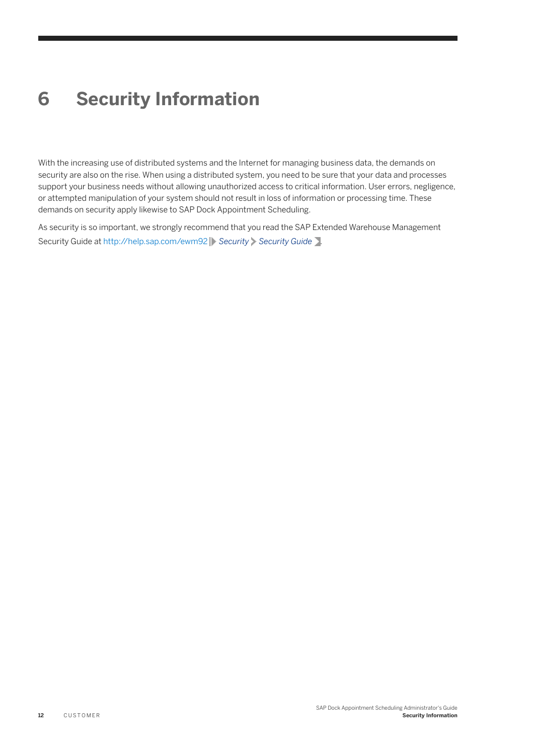# 6 Security Information

With the increasing use of distributed systems and the Internet for managing business data, the demands on security are also on the rise. When using a distributed system, you need to be sure that your data and processes support your business needs without allowing unauthorized access to critical information. User errors, negligence, or attempted manipulation of your system should not result in loss of information or processing time. These demands on security apply likewise to SAP Dock Appointment Scheduling.

As security is so important, we strongly recommend that you read the SAP Extended Warehouse Management Security Guide at http://help.sap.com/ewm92 *Security* > *Security Guide*.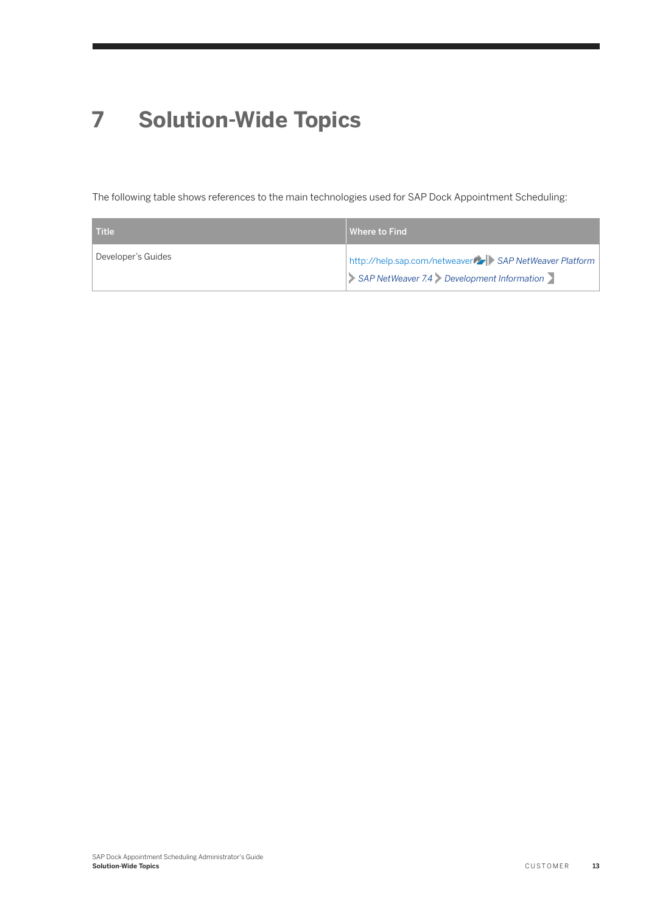# 7 Solution-Wide Topics

The following table shows references to the main technologies used for SAP Dock Appointment Scheduling:

| Title | Where to Find |
| --- | --- |
| Developer's Guides | http://help.sap.com/netweaver > *SAP NetWeaver Platform* > *SAP NetWeaver 7.4* > *Development Information* |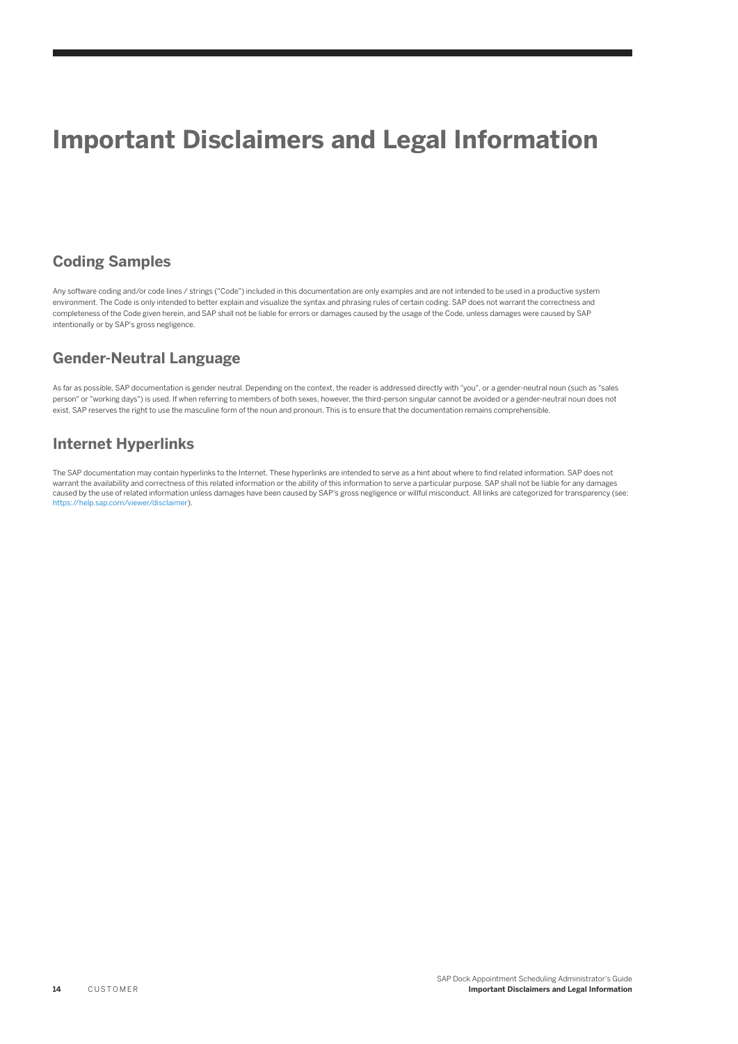# Important Disclaimers and Legal Information

## Coding Samples

Any software coding and/or code lines / strings ("Code") included in this documentation are only examples and are not intended to be used in a productive system environment. The Code is only intended to better explain and visualize the syntax and phrasing rules of certain coding. SAP does not warrant the correctness and completeness of the Code given herein, and SAP shall not be liable for errors or damages caused by the usage of the Code, unless damages were caused by SAP intentionally or by SAP's gross negligence.

## Gender-Neutral Language

As far as possible, SAP documentation is gender neutral. Depending on the context, the reader is addressed directly with "you", or a gender-neutral noun (such as "sales person" or "working days") is used. If when referring to members of both sexes, however, the third-person singular cannot be avoided or a gender-neutral noun does not exist, SAP reserves the right to use the masculine form of the noun and pronoun. This is to ensure that the documentation remains comprehensible.

## Internet Hyperlinks

The SAP documentation may contain hyperlinks to the Internet. These hyperlinks are intended to serve as a hint about where to find related information. SAP does not warrant the availability and correctness of this related information or the ability of this information to serve a particular purpose. SAP shall not be liable for any damages caused by the use of related information unless damages have been caused by SAP's gross negligence or willful misconduct. All links are categorized for transparency (see: https://help.sap.com/viewer/disclaimer).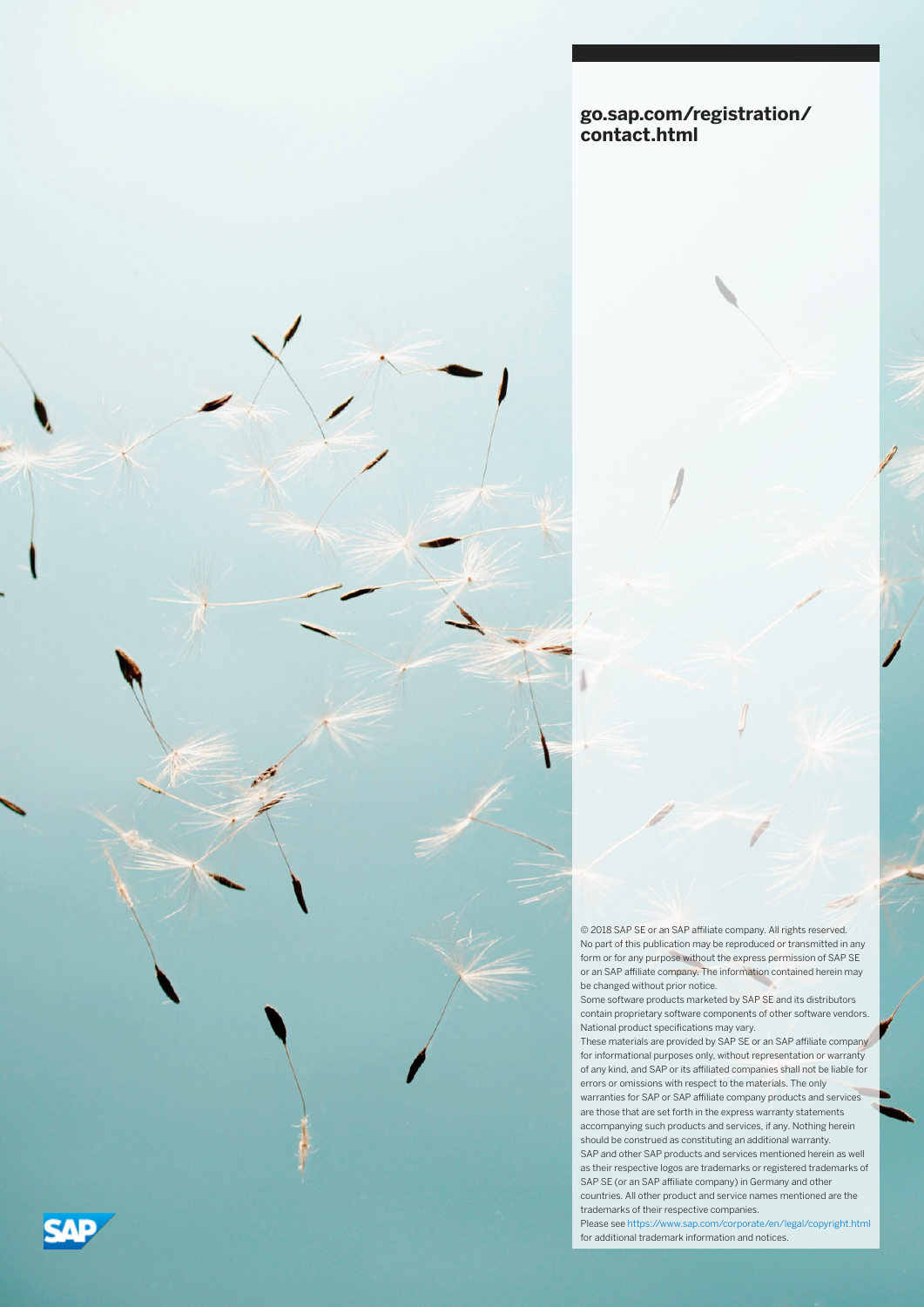**go.sap.com/registration/contact.html**

© 2018 SAP SE or an SAP affiliate company. All rights reserved. No part of this publication may be reproduced or transmitted in any form or for any purpose without the express permission of SAP SE or an SAP affiliate company. The information contained herein may be changed without prior notice.

Some software products marketed by SAP SE and its distributors contain proprietary software components of other software vendors. National product specifications may vary.

These materials are provided by SAP SE or an SAP affiliate company for informational purposes only, without representation or warranty of any kind, and SAP or its affiliated companies shall not be liable for errors or omissions with respect to the materials. The only warranties for SAP or SAP affiliate company products and services are those that are set forth in the express warranty statements accompanying such products and services, if any. Nothing herein should be construed as constituting an additional warranty.

SAP and other SAP products and services mentioned herein as well as their respective logos are trademarks or registered trademarks of SAP SE (or an SAP affiliate company) in Germany and other countries. All other product and service names mentioned are the trademarks of their respective companies.

Please see https://www.sap.com/corporate/en/legal/copyright.html for additional trademark information and notices.